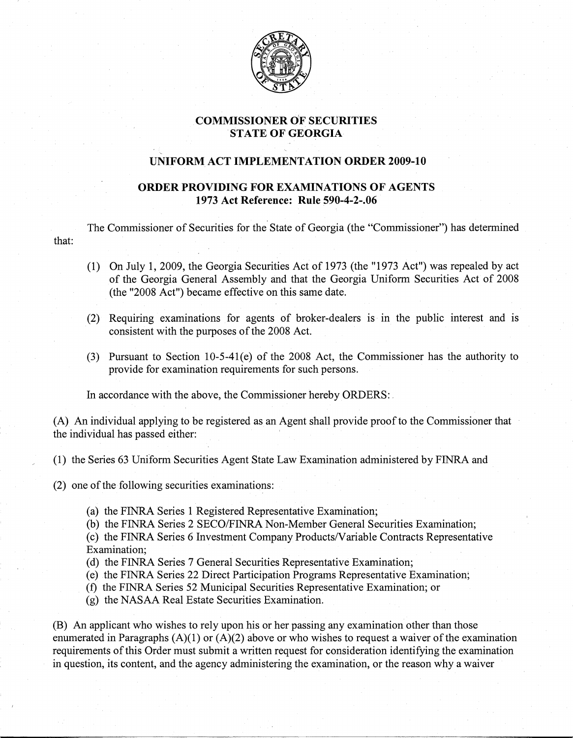# COMMISSIONER OF SECURITIES
# STATE OF GEORGIA

## UNIFORM ACT IMPLEMENTATION ORDER 2009-10

## ORDER PROVIDING FOR EXAMINATIONS OF AGENTS
## 1973 Act Reference: Rule 590-4-2-.06

The Commissioner of Securities for the State of Georgia (the "Commissioner") has determined that:

(1) On July 1, 2009, the Georgia Securities Act of 1973 (the "1973 Act") was repealed by act of the Georgia General Assembly and that the Georgia Uniform Securities Act of 2008 (the "2008 Act") became effective on this same date.

(2) Requiring examinations for agents of broker-dealers is in the public interest and is consistent with the purposes of the 2008 Act.

(3) Pursuant to Section 10-5-41(e) of the 2008 Act, the Commissioner has the authority to provide for examination requirements for such persons.

In accordance with the above, the Commissioner hereby ORDERS:

(A) An individual applying to be registered as an Agent shall provide proof to the Commissioner that the individual has passed either:

(1) the Series 63 Uniform Securities Agent State Law Examination administered by FINRA and

(2) one of the following securities examinations:

(a) the FINRA Series 1 Registered Representative Examination;
(b) the FINRA Series 2 SECO/FINRA Non-Member General Securities Examination;
(c) the FINRA Series 6 Investment Company Products/Variable Contracts Representative Examination;
(d) the FINRA Series 7 General Securities Representative Examination;
(e) the FINRA Series 22 Direct Participation Programs Representative Examination;
(f) the FINRA Series 52 Municipal Securities Representative Examination; or
(g) the NASAA Real Estate Securities Examination.

(B) An applicant who wishes to rely upon his or her passing any examination other than those enumerated in Paragraphs (A)(1) or (A)(2) above or who wishes to request a waiver of the examination requirements of this Order must submit a written request for consideration identifying the examination in question, its content, and the agency administering the examination, or the reason why a waiver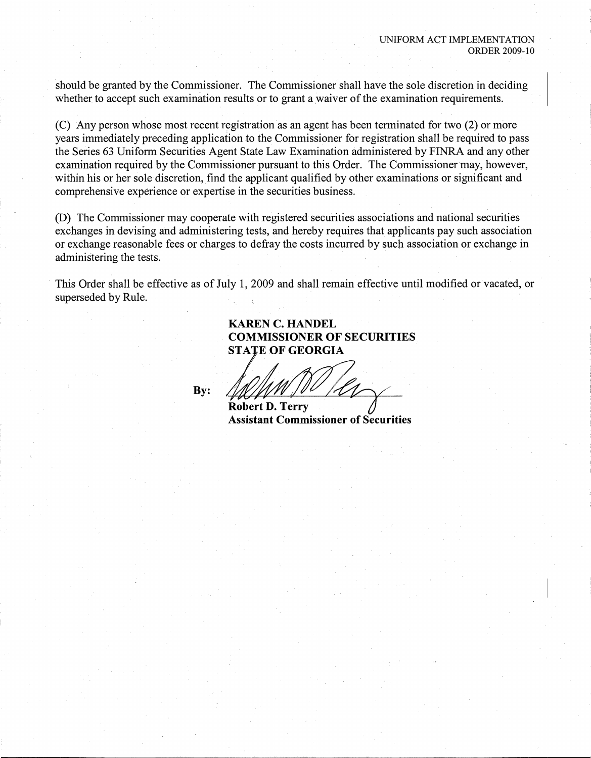should be granted by the Commissioner. The Commissioner shall have the sole discretion in deciding whether to accept such examination results or to grant a waiver of the examination requirements.

(C) Any person whose most recent registration as an agent has been terminated for two (2) or more years immediately preceding application to the Commissioner for registration shall be required to pass the Series 63 Uniform Securities Agent State Law Examination administered by FINRA and any other examination required by the Commissioner pursuant to this Order. The Commissioner may, however, within his or her sole discretion, find the applicant qualified by other examinations or significant and comprehensive experience or expertise in the securities business.

(D) The Commissioner may cooperate with registered securities associations and national securities exchanges in devising and administering tests, and hereby requires that applicants pay such association or exchange reasonable fees or charges to defray the costs incurred by such association or exchange in administering the tests.

This Order shall be effective as of July 1, 2009 and shall remain effective until modified or vacated, or superseded by Rule.

**KAREN C. HANDEL**
**COMMISSIONER OF SECURITIES**
**STATE OF GEORGIA**

**By:** ______________________

**Robert D. Terry**
**Assistant Commissioner of Securities**